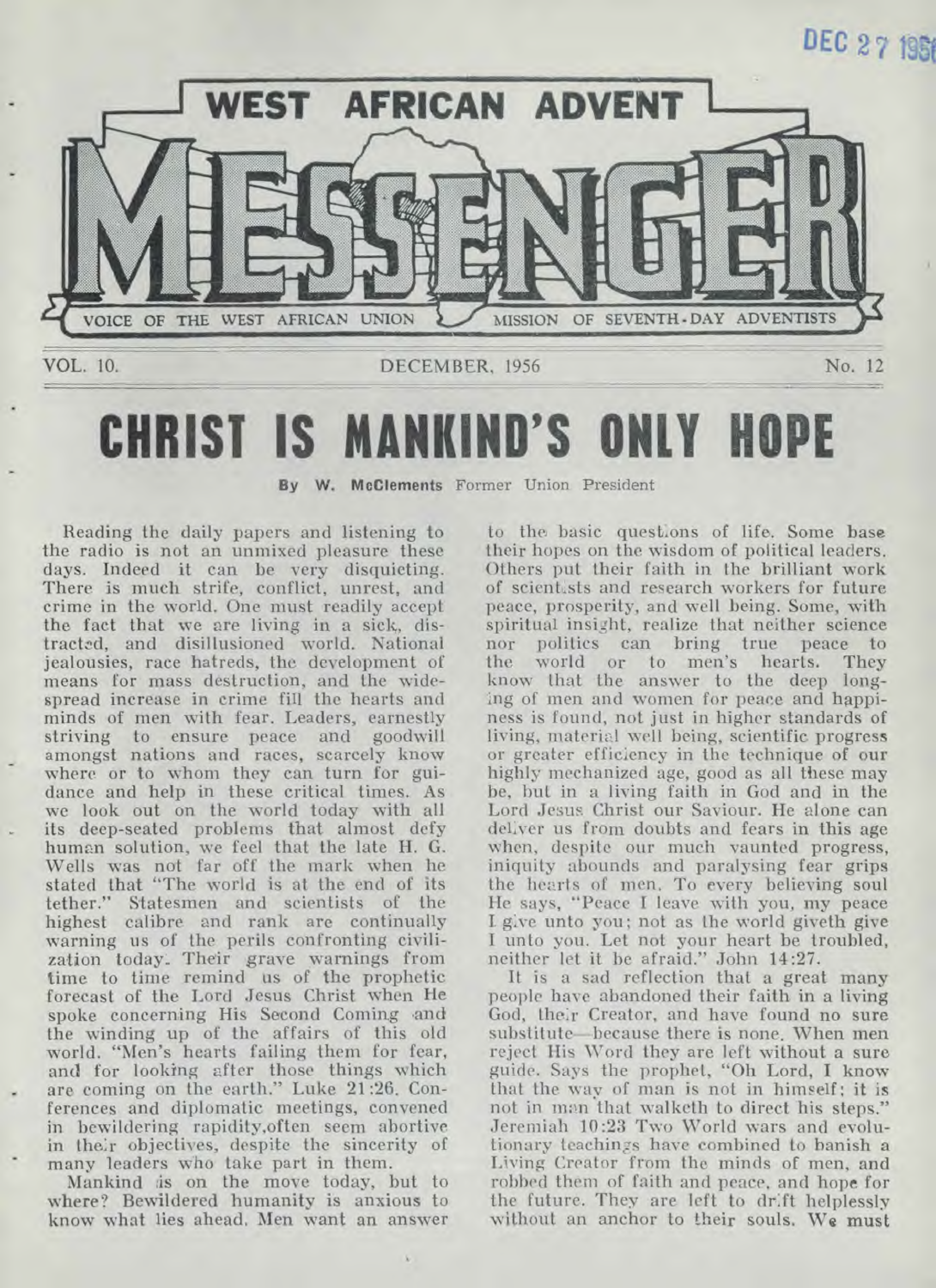DEC 27 1956

# WEST AFRICAN ADVENT MESSENGER

VOICE OF THE WEST AFRICAN UNION MISSION OF SEVENTH-DAY ADVENTISTS

VOL. 10. DECEMBER, 1956 No. 12

# CHRIST IS MANKIND'S ONLY HOPE

**By W. McClements** Former Union President

Reading the daily papers and listening to the radio is not an unmixed pleasure these days. Indeed it can be very disquieting. There is much strife, conflict, unrest, and crime in the world. One must readily accept the fact that we are living in a sick, distracted, and disillusioned world. National jealousies, race hatreds, the development of means for mass destruction, and the widespread increase in crime fill the hearts and minds of men with fear. Leaders, earnestly striving to ensure peace and goodwill amongst nations and races, scarcely know where or to whom they can turn for guidance and help in these critical times. As we look out on the world today with all its deep-seated problems that almost defy human solution, we feel that the late H. G. Wells was not far off the mark when he stated that "The world is at the end of its tether." Statesmen and scientists of the highest calibre and rank are continually warning us of the perils confronting civilization today. Their grave warnings from time to time remind us of the prophetic forecast of the Lord Jesus Christ when He spoke concerning His Second Coming and the winding up of the affairs of this old world. "Men's hearts failing them for fear, and for looking after those things which are coming on the earth." Luke 21:26. Conferences and diplomatic meetings, convened in bewildering rapidity,often seem abortive in their objectives, despite the sincerity of many leaders who take part in them.

Mankind is on the move today, but to where? Bewildered humanity is anxious to know what lies ahead. Men want an answer to the basic questions of life. Some base their hopes on the wisdom of political leaders. Others put their faith in the brilliant work of scientists and research workers for future peace, prosperity, and well being. Some, with spiritual insight, realize that neither science nor politics can bring true peace to the world or to men's hearts. They know that the answer to the deep longing of men and women for peace and happiness is found, not just in higher standards of living, material well being, scientific progress or greater efficiency in the technique of our highly mechanized age, good as all these may be, but in a living faith in God and in the Lord Jesus Christ our Saviour. He alone can deliver us from doubts and fears in this age when, despite our much vaunted progress, iniquity abounds and paralysing fear grips the hearts of men. To every believing soul He says, "Peace I leave with you, my peace I give unto you; not as the world giveth give I unto you. Let not your heart be troubled, neither let it be afraid." John 14:27.

It is a sad reflection that a great many people have abandoned their faith in a living God, their Creator, and have found no sure substitute—because there is none. When men reject His Word they are left without a sure guide. Says the prophet, "Oh Lord, I know that the way of man is not in himself; it is not in man that walketh to direct his steps." Jeremiah 10:23 Two World wars and evolutionary teachings have combined to banish a Living Creator from the minds of men, and robbed them of faith and peace, and hope for the future. They are left to drift helplessly without an anchor to their souls. We must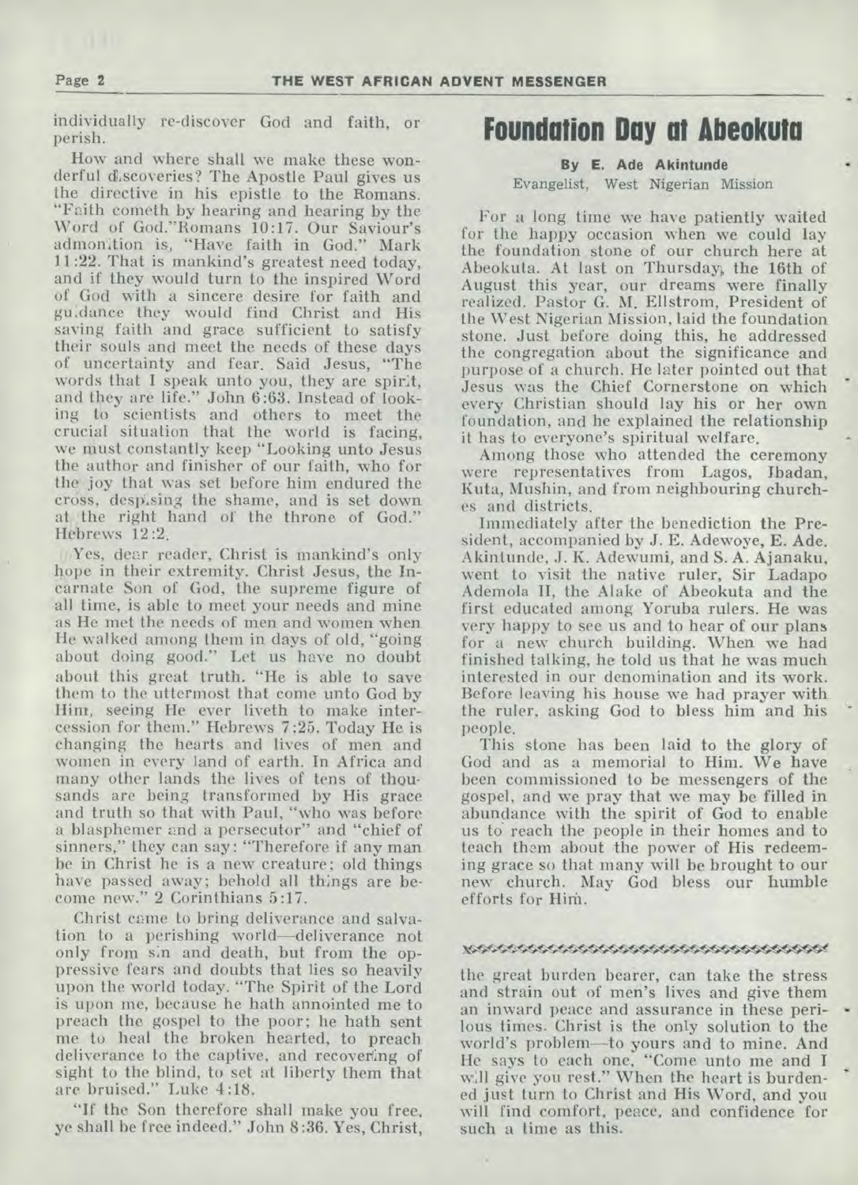individually re-discover God and faith, or perish.

How and where shall we make these wonderful discoveries? The Apostle Paul gives us the directive in his epistle to the Romans. "Faith cometh by hearing and hearing by the Word of God." Romans 10:17. Our Saviour's admonition is, "Have faith in God." Mark 11:22. That is mankind's greatest need today, and if they would turn to the inspired Word of God with a sincere desire for faith and guidance they would find Christ and His saving faith and grace sufficient to satisfy their souls and meet the needs of these days of uncertainty and fear. Said Jesus, "The words that I speak unto you, they are spirit, and they are life." John 6:63. Instead of looking to scientists and others to meet the crucial situation that the world is facing, we must constantly keep "Looking unto Jesus the author and finisher of our faith, who for the joy that was set before him endured the cross, despising the shame, and is set down at the right hand of the throne of God." Hebrews 12:2.

Yes, dear reader, Christ is mankind's only hope in their extremity. Christ Jesus, the Incarnate Son of God, the supreme figure of all time, is able to meet your needs and mine as He met the needs of men and women when He walked among them in days of old, "going about doing good." Let us have no doubt about this great truth. "He is able to save them to the uttermost that come unto God by Him, seeing He ever liveth to make intercession for them." Hebrews 7:25. Today He is changing the hearts and lives of men and women in every land of earth. In Africa and many other lands the lives of tens of thousands are being transformed by His grace and truth so that with Paul, "who was before a blasphemer and a persecutor" and "chief of sinners," they can say: "Therefore if any man be in Christ he is a new creature; old things have passed away; behold all things are become new." 2 Corinthians 5:17.

Christ came to bring deliverance and salvation to a perishing world—deliverance not only from sin and death, but from the oppressive fears and doubts that lies so heavily upon the world today. "The Spirit of the Lord is upon me, because he hath annointed me to preach the gospel to the poor; he hath sent me to heal the broken hearted, to preach deliverance to the captive, and recovering of sight to the blind, to set at liberty them that are bruised." Luke 4:18.

"If the Son therefore shall make you free, ye shall be free indeed." John 8:36. Yes, Christ, the great burden bearer, can take the stress and strain out of men's lives and give them an inward peace and assurance in these perilous times. Christ is the only solution to the world's problem—to yours and to mine. And He says to each one, "Come unto me and I will give you rest." When the heart is burdened just turn to Christ and His Word, and you will find comfort, peace, and confidence for such a time as this.

# Foundation Day at Abeokuta

**By E. Ade Akintunde**
Evangelist, West Nigerian Mission

For a long time we have patiently waited for the happy occasion when we could lay the foundation stone of our church here at Abeokuta. At last on Thursday, the 16th of August this year, our dreams were finally realized. Pastor G. M. Ellstrom, President of the West Nigerian Mission, laid the foundation stone. Just before doing this, he addressed the congregation about the significance and purpose of a church. He later pointed out that Jesus was the Chief Cornerstone on which every Christian should lay his or her own foundation, and he explained the relationship it has to everyone's spiritual welfare.

Among those who attended the ceremony were representatives from Lagos, Ibadan, Kuta, Mushin, and from neighbouring churches and districts.

Immediately after the benediction the President, accompanied by J. E. Adewoye, E. Ade. Akintunde, J. K. Adewumi, and S. A. Ajanaku, went to visit the native ruler, Sir Ladapo Ademola II, the Alake of Abeokuta and the first educated among Yoruba rulers. He was very happy to see us and to hear of our plans for a new church building. When we had finished talking, he told us that he was much interested in our denomination and its work. Before leaving his house we had prayer with the ruler, asking God to bless him and his people.

This stone has been laid to the glory of God and as a memorial to Him. We have been commissioned to be messengers of the gospel, and we pray that we may be filled in abundance with the spirit of God to enable us to reach the people in their homes and to teach them about the power of His redeeming grace so that many will be brought to our new church. May God bless our humble efforts for Him.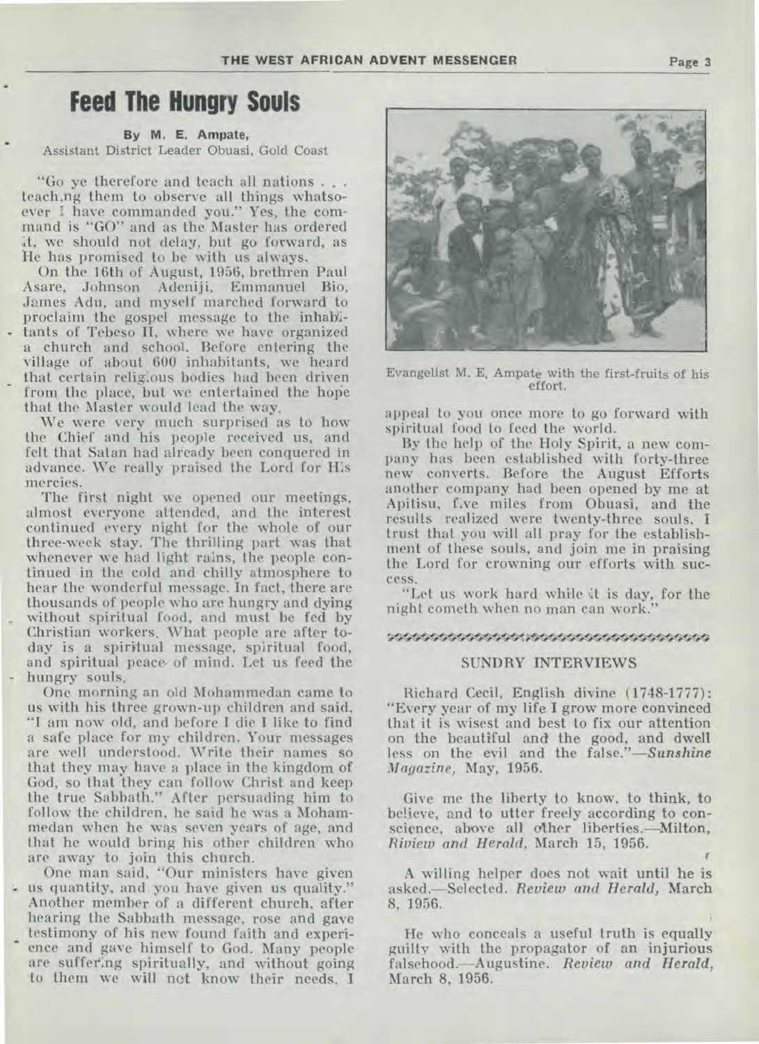# Feed The Hungry Souls

**By M. E. Ampate,**
Assistant District Leader Obuasi, Gold Coast

"Go ye therefore and teach all nations . . . teaching them to observe all things whatsoever I have commanded you." Yes, the command is "GO" and as the Master has ordered it, we should not delay, but go forward, as He has promised to be with us always.

On the 16th of August, 1956, brethren Paul Asare, Johnson Adeniji, Emmanuel Bio, James Adu, and myself marched forward to proclaim the gospel message to the inhabitants of Tebeso II, where we have organized a church and school. Before entering the village of about 600 inhabitants, we heard that certain religious bodies had been driven from the place, but we entertained the hope that the Master would lead the way.

We were very much surprised as to how the Chief and his people received us, and felt that Satan had already been conquered in advance. We really praised the Lord for His mercies.

The first night we opened our meetings, almost everyone attended, and the interest continued every night for the whole of our three-week stay. The thrilling part was that whenever we had light rains, the people continued in the cold and chilly atmosphere to hear the wonderful message. In fact, there are thousands of people who are hungry and dying without spiritual food, and must be fed by Christian workers. What people are after today is a spiritual message, spiritual food, and spiritual peace of mind. Let us feed the hungry souls.

One morning an old Mohammedan came to us with his three grown-up children and said, "I am now old, and before I die I like to find a safe place for my children. Your messages are well understood. Write their names so that they may have a place in the kingdom of God, so that they can follow Christ and keep the true Sabbath." After persuading him to follow the children, he said he was a Mohammedan when he was seven years of age, and that he would bring his other children who are away to join this church.

One man said, "Our ministers have given us quantity, and you have given us quality." Another member of a different church, after hearing the Sabbath message, rose and gave testimony of his new found faith and experience and gave himself to God. Many people are suffering spiritually, and without going to them we will not know their needs. I appeal to you once more to go forward with spiritual food to feed the world.

Evangelist M. E. Ampate with the first-fruits of his effort.

By the help of the Holy Spirit, a new company has been established with forty-three new converts. Before the August Efforts another company had been opened by me at Apitisu, five miles from Obuasi, and the results realized were twenty-three souls. I trust that you will all pray for the establishment of these souls, and join me in praising the Lord for crowning our efforts with success.

"Let us work hard while it is day, for the night cometh when no man can work."

## SUNDRY INTERVIEWS

Richard Cecil, English divine (1748-1777): "Every year of my life I grow more convinced that it is wisest and best to fix our attention on the beautiful and the good, and dwell less on the evil and the false."—*Sunshine Magazine*, May, 1956.

Give me the liberty to know, to think, to believe, and to utter freely according to conscience, above all other liberties.—Milton, *Review and Herald*, March 15, 1956.

A willing helper does not wait until he is asked.—Selected. *Review and Herald,* March 8, 1956.

He who conceals a useful truth is equally guilty with the propagator of an injurious falsehood.—Augustine. *Review and Herald,* March 8, 1956.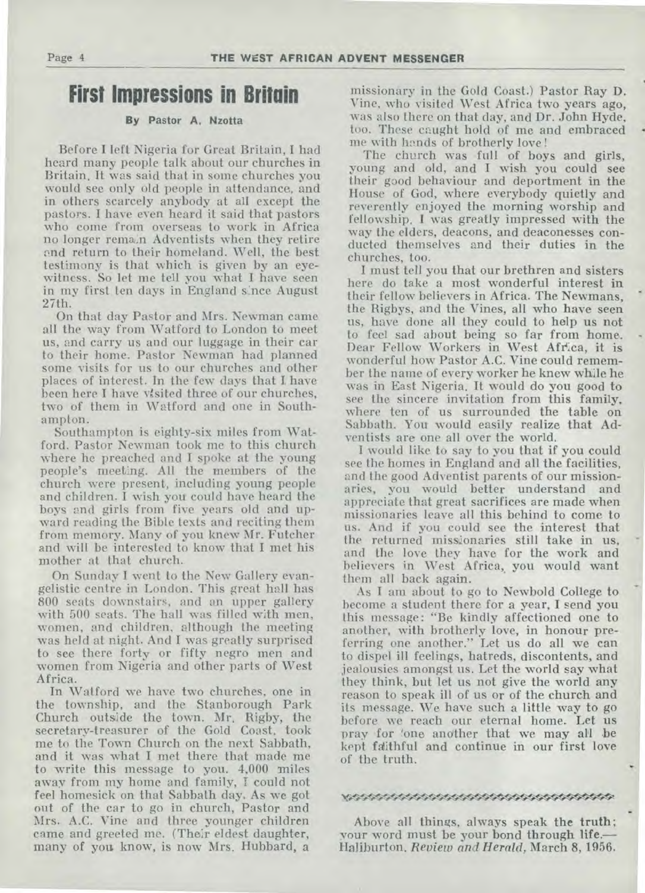# First Impressions in Britain

**By Pastor A. Nzotta**

Before I left Nigeria for Great Britain, I had heard many people talk about our churches in Britain. It was said that in some churches you would see only old people in attendance, and in others scarcely anybody at all except the pastors. I have even heard it said that pastors who come from overseas to work in Africa no longer remain Adventists when they retire and return to their homeland. Well, the best testimony is that which is given by an eye-witness. So let me tell you what I have seen in my first ten days in England since August 27th.

On that day Pastor and Mrs. Newman came all the way from Watford to London to meet us, and carry us and our luggage in their car to their home. Pastor Newman had planned some visits for us to our churches and other places of interest. In the few days that I have been here I have visited three of our churches, two of them in Watford and one in Southampton.

Southampton is eighty-six miles from Watford. Pastor Newman took me to this church where he preached and I spoke at the young people's meeting. All the members of the church were present, including young people and children. I wish you could have heard the boys and girls from five years old and upward reading the Bible texts and reciting them from memory. Many of you knew Mr. Futcher and will be interested to know that I met his mother at that church.

On Sunday I went to the New Gallery evangelistic centre in London. This great hall has 800 seats downstairs, and an upper gallery with 500 seats. The hall was filled with men, women, and children, although the meeting was held at night. And I was greatly surprised to see there forty or fifty negro men and women from Nigeria and other parts of West Africa.

In Watford we have two churches, one in the township, and the Stanborough Park Church outside the town. Mr. Rigby, the secretary-treasurer of the Gold Coast, took me to the Town Church on the next Sabbath, and it was what I met there that made me to write this message to you. 4,000 miles away from my home and family, I could not feel homesick on that Sabbath day. As we got out of the car to go in church, Pastor and Mrs. A.C. Vine and three younger children came and greeted me. (Their eldest daughter, many of you know, is now Mrs. Hubbard, a missionary in the Gold Coast.) Pastor Ray D. Vine, who visited West Africa two years ago, was also there on that day, and Dr. John Hyde, too. These caught hold of me and embraced me with hands of brotherly love!

The church was full of boys and girls, young and old, and I wish you could see their good behaviour and deportment in the House of God, where everybody quietly and reverently enjoyed the morning worship and fellowship. I was greatly impressed with the way the elders, deacons, and deaconesses conducted themselves and their duties in the churches, too.

I must tell you that our brethren and sisters here do take a most wonderful interest in their fellow believers in Africa. The Newmans, the Rigbys, and the Vines, all who have seen us, have done all they could to help us not to feel sad about being so far from home. Dear Fellow Workers in West Africa, it is wonderful how Pastor A.C. Vine could remember the name of every worker he knew while he was in East Nigeria. It would do you good to see the sincere invitation from this family, where ten of us surrounded the table on Sabbath. You would easily realize that Adventists are one all over the world.

I would like to say to you that if you could see the homes in England and all the facilities, and the good Adventist parents of our missionaries, you would better understand and appreciate that great sacrifices are made when missionaries leave all this behind to come to us. And if you could see the interest that the returned missionaries still take in us, and the love they have for the work and believers in West Africa, you would want them all back again.

As I am about to go to Newbold College to become a student there for a year, I send you this message: "Be kindly affectioned one to another, with brotherly love, in honour preferring one another." Let us do all we can to dispel ill feelings, hatreds, discontents, and jealousies amongst us. Let the world say what they think, but let us not give the world any reason to speak ill of us or of the church and its message. We have such a little way to go before we reach our eternal home. Let us pray for one another that we may all be kept faithful and continue in our first love of the truth.

---

Above all things, always speak the truth; your word must be your bond through life.—Haliburton. *Review and Herald*, March 8, 1956.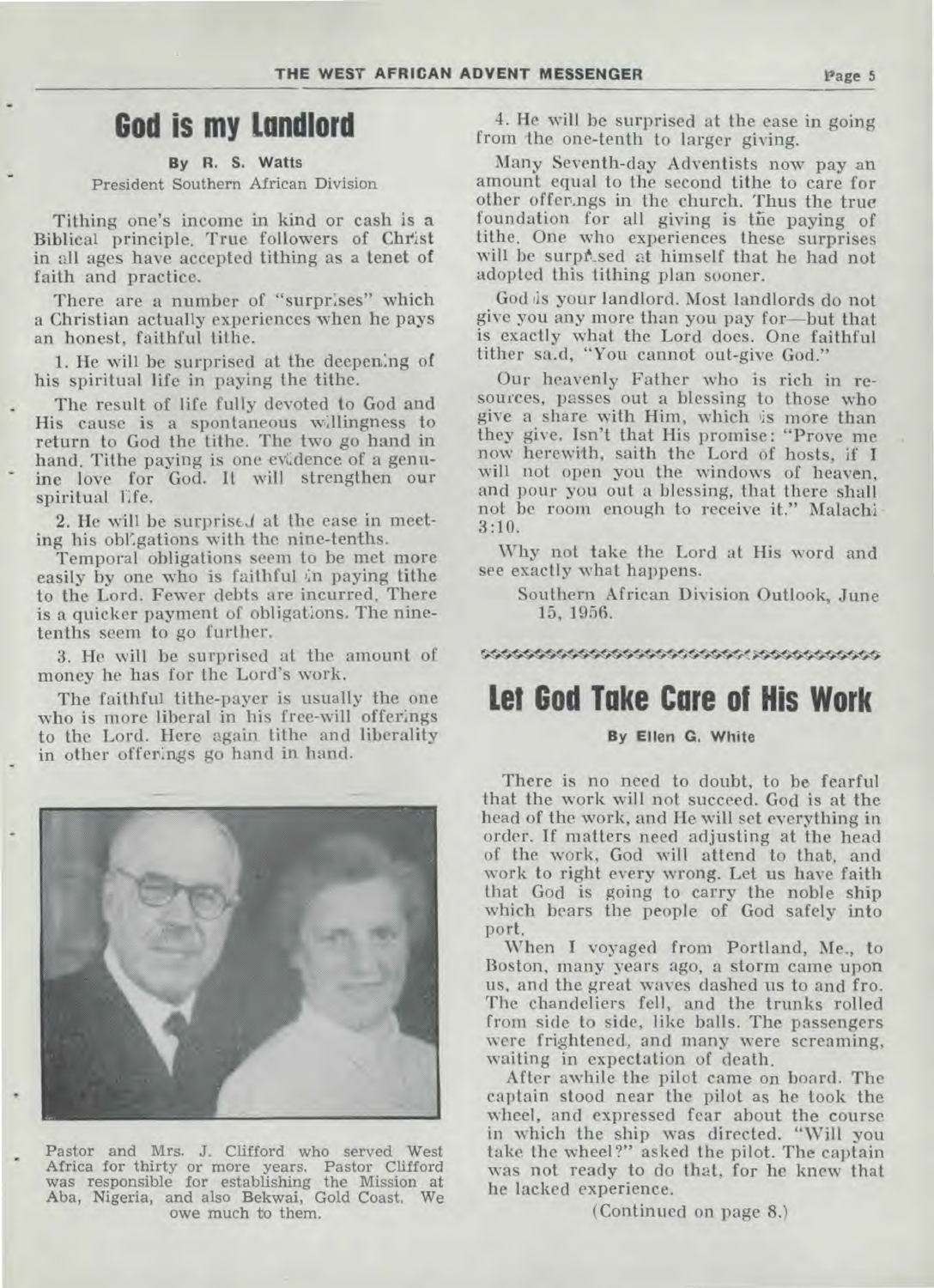# God is my Landlord

**By R. S. Watts**

President Southern African Division

Tithing one's income in kind or cash is a Biblical principle. True followers of Christ in all ages have accepted tithing as a tenet of faith and practice.

There are a number of "surprises" which a Christian actually experiences when he pays an honest, faithful tithe.

1. He will be surprised at the deepening of his spiritual life in paying the tithe.

The result of life fully devoted to God and His cause is a spontaneous willingness to return to God the tithe. The two go hand in hand. Tithe paying is one evidence of a genuine love for God. It will strengthen our spiritual life.

2. He will be surprised at the ease in meeting his obligations with the nine-tenths.

Temporal obligations seem to be met more easily by one who is faithful in paying tithe to the Lord. Fewer debts are incurred. There is a quicker payment of obligations. The nine-tenths seem to go further.

3. He will be surprised at the amount of money he has for the Lord's work.

The faithful tithe-payer is usually the one who is more liberal in his free-will offerings to the Lord. Here again tithe and liberality in other offerings go hand in hand.

Pastor and Mrs. J. Clifford who served West Africa for thirty or more years. Pastor Clifford was responsible for establishing the Mission at Aba, Nigeria, and also Bekwai, Gold Coast. We owe much to them.

4. He will be surprised at the ease in going from the one-tenth to larger giving.

Many Seventh-day Adventists now pay an amount equal to the second tithe to care for other offerings in the church. Thus the true foundation for all giving is the paying of tithe. One who experiences these surprises will be surprised at himself that he had not adopted this tithing plan sooner.

God is your landlord. Most landlords do not give you any more than you pay for—but that is exactly what the Lord does. One faithful tither said, "You cannot out-give God."

Our heavenly Father who is rich in resources, passes out a blessing to those who give a share with Him, which is more than they give. Isn't that His promise: "Prove me now herewith, saith the Lord of hosts, if I will not open you the windows of heaven, and pour you out a blessing, that there shall not be room enough to receive it." Malachi 3:10.

Why not take the Lord at His word and see exactly what happens.

Southern African Division Outlook, June 15, 1956.

# Let God Take Care of His Work

**By Ellen G. White**

There is no need to doubt, to be fearful that the work will not succeed. God is at the head of the work, and He will set everything in order. If matters need adjusting at the head of the work, God will attend to that, and work to right every wrong. Let us have faith that God is going to carry the noble ship which bears the people of God safely into port.

When I voyaged from Portland, Me., to Boston, many years ago, a storm came upon us, and the great waves dashed us to and fro. The chandeliers fell, and the trunks rolled from side to side, like balls. The passengers were frightened, and many were screaming, waiting in expectation of death.

After awhile the pilot came on board. The captain stood near the pilot as he took the wheel, and expressed fear about the course in which the ship was directed. "Will you take the wheel?" asked the pilot. The captain was not ready to do that, for he knew that he lacked experience.

(Continued on page 8.)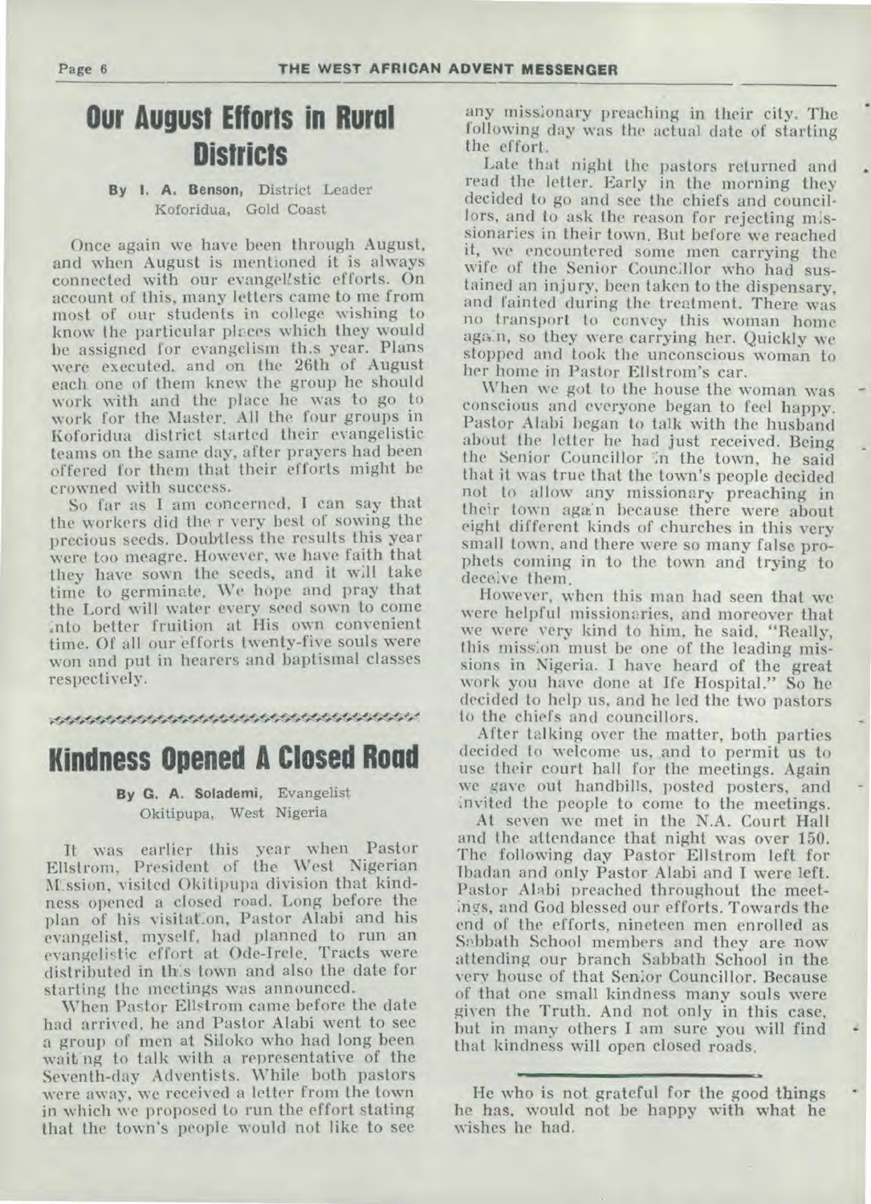## Our August Efforts in Rural Districts

**By I. A. Benson,** District Leader
Koforidua, Gold Coast

Once again we have been through August, and when August is mentioned it is always connected with our evangelistic efforts. On account of this, many letters came to me from most of our students in college wishing to know the particular places which they would be assigned for evangelism this year. Plans were executed, and on the 26th of August each one of them knew the group he should work with and the place he was to go to work for the Master. All the four groups in Koforidua district started their evangelistic teams on the same day, after prayers had been offered for them that their efforts might be crowned with success.

So far as I am concerned, I can say that the workers did their very best of sowing the precious seeds. Doubtless the results this year were too meagre. However, we have faith that they have sown the seeds, and it will take time to germinate. We hope and pray that the Lord will water every seed sown to come into better fruition at His own convenient time. Of all our efforts twenty-five souls were won and put in hearers and baptismal classes respectively.

## Kindness Opened A Closed Road

**By G. A. Solademi,** Evangelist
Okitipupa, West Nigeria

It was earlier this year when Pastor Ellstrom, President of the West Nigerian Mission, visited Okitipupa division that kindness opened a closed road. Long before the plan of his visitation, Pastor Alabi and his evangelist, myself, had planned to run an evangelistic effort at Ode-Irele. Tracts were distributed in this town and also the date for starting the meetings was announced.

When Pastor Ellstrom came before the date had arrived, he and Pastor Alabi went to see a group of men at Siloko who had long been waiting to talk with a representative of the Seventh-day Adventists. While both pastors were away, we received a letter from the town in which we proposed to run the effort stating that the town's people would not like to see any missionary preaching in their city. The following day was the actual date of starting the effort.

Late that night the pastors returned and read the letter. Early in the morning they decided to go and see the chiefs and councillors, and to ask the reason for rejecting missionaries in their town. But before we reached it, we encountered some men carrying the wife of the Senior Councillor who had sustained an injury, been taken to the dispensary, and fainted during the treatment. There was no transport to convey this woman home again, so they were carrying her. Quickly we stopped and took the unconscious woman to her home in Pastor Ellstrom's car.

When we got to the house the woman was conscious and everyone began to feel happy. Pastor Alabi began to talk with the husband about the letter he had just received. Being the Senior Councillor in the town, he said that it was true that the town's people decided not to allow any missionary preaching in their town again because there were about eight different kinds of churches in this very small town, and there were so many false prophets coming in to the town and trying to deceive them.

However, when this man had seen that we were helpful missionaries, and moreover that we were very kind to him, he said, "Really, this mission must be one of the leading missions in Nigeria. I have heard of the great work you have done at Ife Hospital." So he decided to help us, and he led the two pastors to the chiefs and councillors.

After talking over the matter, both parties decided to welcome us, and to permit us to use their court hall for the meetings. Again we gave out handbills, posted posters, and invited the people to come to the meetings.

At seven we met in the N.A. Court Hall and the attendance that night was over 150. The following day Pastor Ellstrom left for Ibadan and only Pastor Alabi and I were left. Pastor Alabi preached throughout the meetings, and God blessed our efforts. Towards the end of the efforts, nineteen men enrolled as Sabbath School members and they are now attending our branch Sabbath School in the very house of that Senior Councillor. Because of that one small kindness many souls were given the Truth. And not only in this case, but in many others I am sure you will find that kindness will open closed roads.

---

He who is not grateful for the good things he has, would not be happy with what he wishes he had.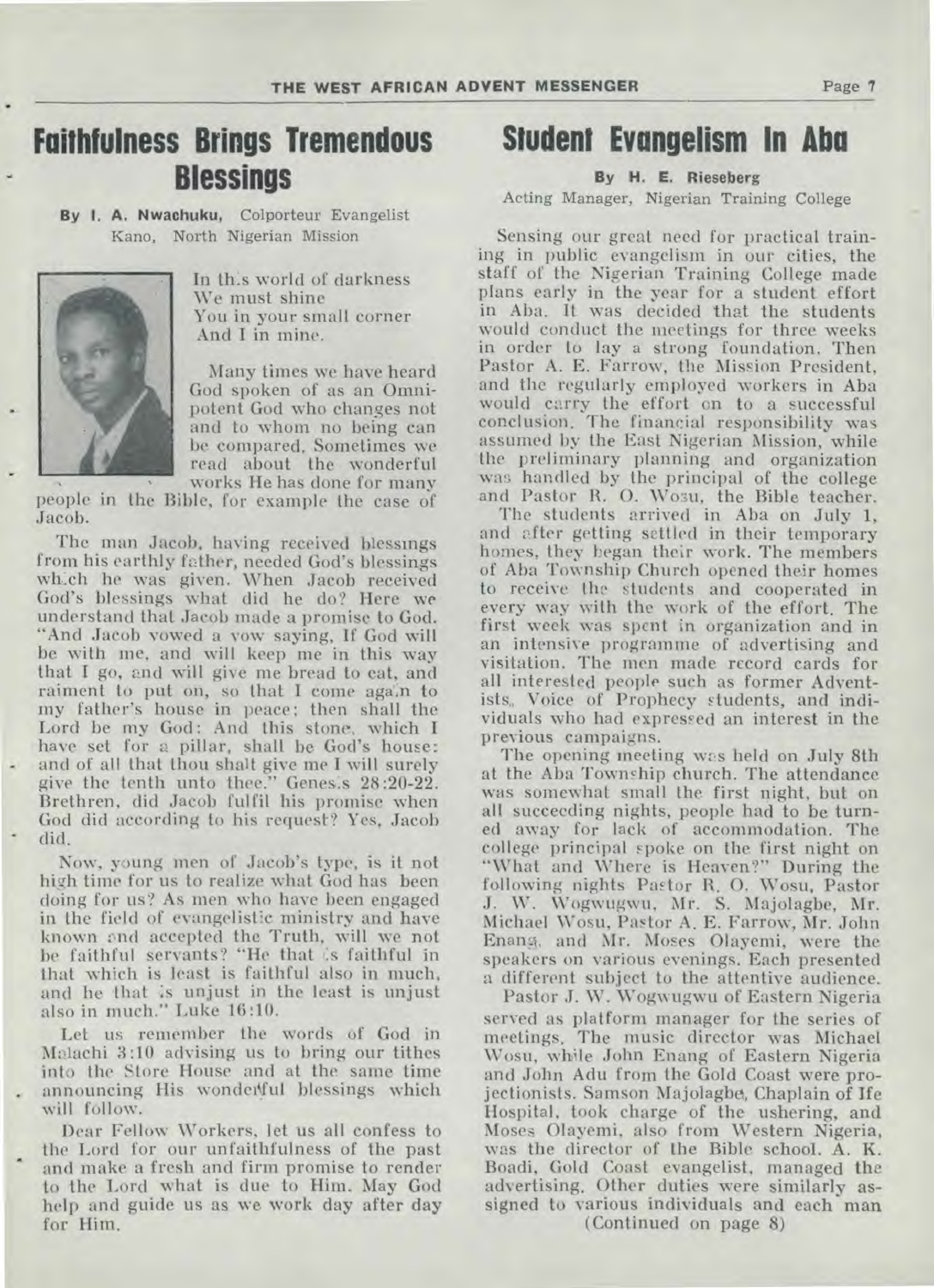# Faithfulness Brings Tremendous Blessings

**By I. A. Nwachuku,** Colporteur Evangelist
Kano, North Nigerian Mission

In this world of darkness
We must shine
You in your small corner
And I in mine.

Many times we have heard God spoken of as an Omnipotent God who changes not and to whom no being can be compared. Sometimes we read about the wonderful works He has done for many people in the Bible, for example the case of Jacob.

The man Jacob, having received blessings from his earthly father, needed God's blessings which he was given. When Jacob received God's blessings what did he do? Here we understand that Jacob made a promise to God. "And Jacob vowed a vow saying, If God will be with me, and will keep me in this way that I go, and will give me bread to eat, and raiment to put on, so that I come again to my father's house in peace; then shall the Lord be my God: And this stone, which I have set for a pillar, shall be God's house: and of all that thou shalt give me I will surely give the tenth unto thee." Genesis 28:20-22. Brethren, did Jacob fulfil his promise when God did according to his request? Yes, Jacob did.

Now, young men of Jacob's type, is it not high time for us to realize what God has been doing for us? As men who have been engaged in the field of evangelistic ministry and have known and accepted the Truth, will we not be faithful servants? "He that is faithful in that which is least is faithful also in much, and he that is unjust in the least is unjust also in much." Luke 16:10.

Let us remember the words of God in Malachi 3:10 advising us to bring our tithes into the Store House and at the same time announcing His wonderful blessings which will follow.

Dear Fellow Workers, let us all confess to the Lord for our unfaithfulness of the past and make a fresh and firm promise to render to the Lord what is due to Him. May God help and guide us as we work day after day for Him.

# Student Evangelism In Aba

**By H. E. Rieseberg**
Acting Manager, Nigerian Training College

Sensing our great need for practical training in public evangelism in our cities, the staff of the Nigerian Training College made plans early in the year for a student effort in Aba. It was decided that the students would conduct the meetings for three weeks in order to lay a strong foundation. Then Pastor A. E. Farrow, the Mission President, and the regularly employed workers in Aba would carry the effort on to a successful conclusion. The financial responsibility was assumed by the East Nigerian Mission, while the preliminary planning and organization was handled by the principal of the college and Pastor R. O. Wosu, the Bible teacher.

The students arrived in Aba on July 1, and after getting settled in their temporary homes, they began their work. The members of Aba Township Church opened their homes to receive the students and cooperated in every way with the work of the effort. The first week was spent in organization and in an intensive programme of advertising and visitation. The men made record cards for all interested people such as former Adventists, Voice of Prophecy students, and individuals who had expressed an interest in the previous campaigns.

The opening meeting was held on July 8th at the Aba Township church. The attendance was somewhat small the first night, but on all succeeding nights, people had to be turned away for lack of accommodation. The college principal spoke on the first night on "What and Where is Heaven?" During the following nights Pastor R. O. Wosu, Pastor J. W. Wogwugwu, Mr. S. Majolagbe, Mr. Michael Wosu, Pastor A. E. Farrow, Mr. John Enang, and Mr. Moses Olayemi, were the speakers on various evenings. Each presented a different subject to the attentive audience.

Pastor J. W. Wogwugwu of Eastern Nigeria served as platform manager for the series of meetings. The music director was Michael Wosu, while John Enang of Eastern Nigeria and John Adu from the Gold Coast were projectionists. Samson Majolagbe, Chaplain of Ife Hospital, took charge of the ushering, and Moses Olayemi, also from Western Nigeria, was the director of the Bible school. A. K. Boadi, Gold Coast evangelist, managed the advertising. Other duties were similarly assigned to various individuals and each man

(Continued on page 8)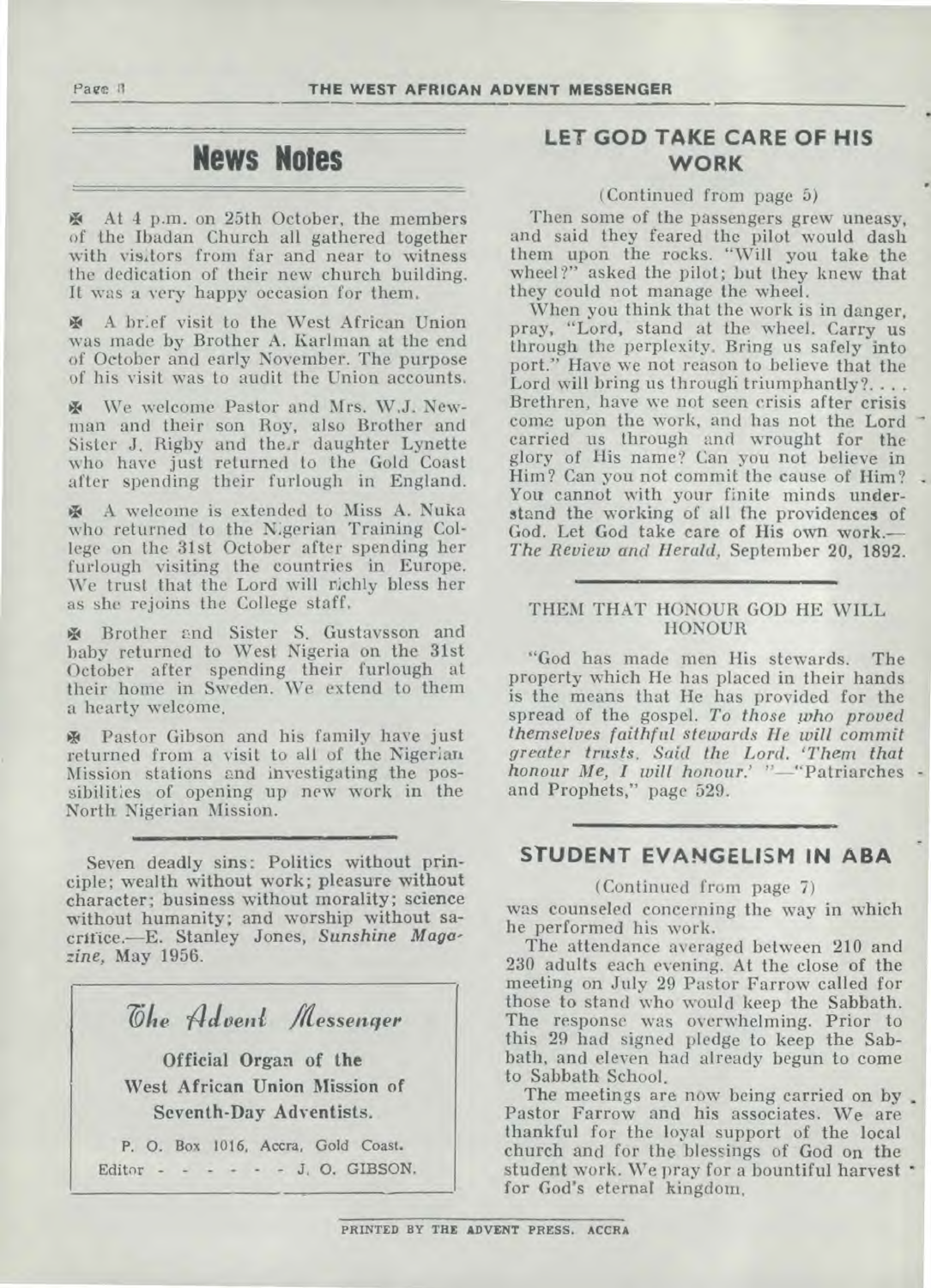## News Notes

✠ At 4 p.m. on 25th October, the members of the Ibadan Church all gathered together with visitors from far and near to witness the dedication of their new church building. It was a very happy occasion for them.

✠ A brief visit to the West African Union was made by Brother A. Karlman at the end of October and early November. The purpose of his visit was to audit the Union accounts.

✠ We welcome Pastor and Mrs. W.J. Newman and their son Roy, also Brother and Sister J. Rigby and their daughter Lynette who have just returned to the Gold Coast after spending their furlough in England.

✠ A welcome is extended to Miss A. Nuka who returned to the Nigerian Training College on the 31st October after spending her furlough visiting the countries in Europe. We trust that the Lord will richly bless her as she rejoins the College staff.

✠ Brother and Sister S. Gustavsson and baby returned to West Nigeria on the 31st October after spending their furlough at their home in Sweden. We extend to them a hearty welcome.

✠ Pastor Gibson and his family have just returned from a visit to all of the Nigerian Mission stations and investigating the possibilities of opening up new work in the North Nigerian Mission.

---

Seven deadly sins: Politics without principle; wealth without work; pleasure without character; business without morality; science without humanity; and worship without sacrifice.—E. Stanley Jones, *Sunshine Magazine,* May 1956.

---

*The Advent Messenger*

**Official Organ of the West African Union Mission of Seventh-Day Adventists.**

P. O. Box 1016, Accra, Gold Coast.

Editor - - - - - - J. O. GIBSON.

---

## LET GOD TAKE CARE OF HIS WORK

(Continued from page 5)

Then some of the passengers grew uneasy, and said they feared the pilot would dash them upon the rocks. "Will you take the wheel?" asked the pilot; but they knew that they could not manage the wheel.

When you think that the work is in danger, pray, "Lord, stand at the wheel. Carry us through the perplexity. Bring us safely into port." Have we not reason to believe that the Lord will bring us through triumphantly?. . . . Brethren, have we not seen crisis after crisis come upon the work, and has not the Lord carried us through and wrought for the glory of His name? Can you not believe in Him? Can you not commit the cause of Him? You cannot with your finite minds understand the working of all the providences of God. Let God take care of His own work.—*The Review and Herald,* September 20, 1892.

---

### THEM THAT HONOUR GOD HE WILL HONOUR

"God has made men His stewards. The property which He has placed in their hands is the means that He has provided for the spread of the gospel. *To those who proved themselves faithful stewards He will commit greater trusts. Said the Lord. 'Them that honour Me, I will honour.'* "—"Patriarches and Prophets," page 529.

---

## STUDENT EVANGELISM IN ABA

(Continued from page 7)

was counseled concerning the way in which he performed his work.

The attendance averaged between 210 and 230 adults each evening. At the close of the meeting on July 29 Pastor Farrow called for those to stand who would keep the Sabbath. The response was overwhelming. Prior to this 29 had signed pledge to keep the Sabbath, and eleven had already begun to come to Sabbath School.

The meetings are now being carried on by Pastor Farrow and his associates. We are thankful for the loyal support of the local church and for the blessings of God on the student work. We pray for a bountiful harvest for God's eternal kingdom.

---

PRINTED BY THE ADVENT PRESS. ACCRA